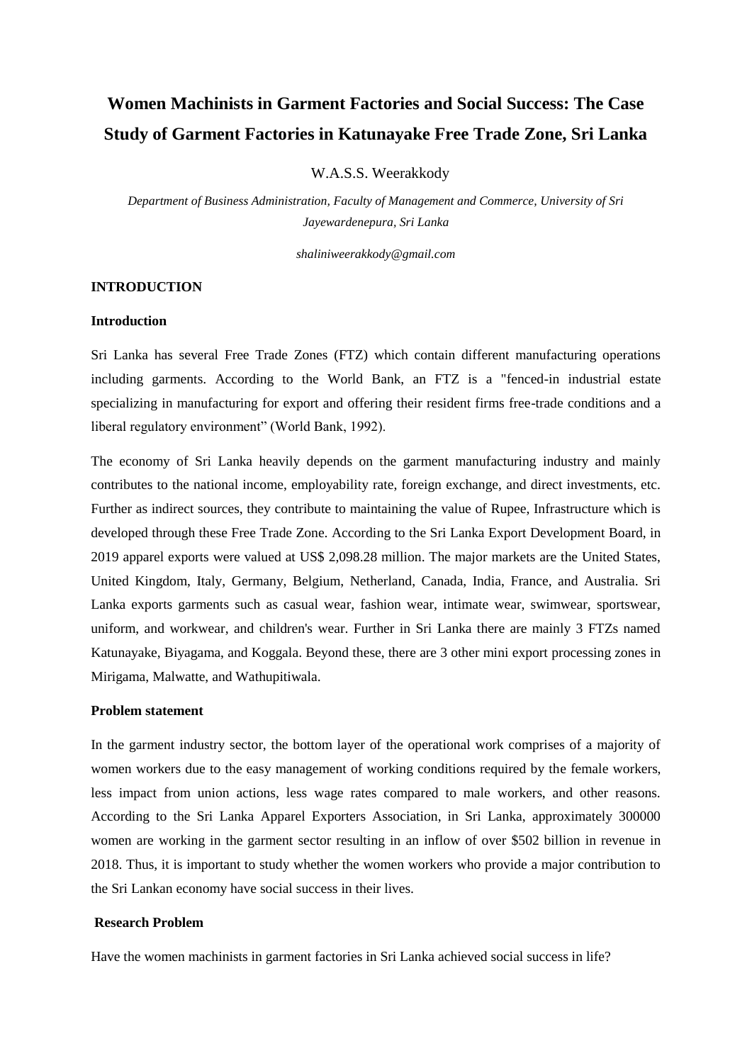# Women Machinists in Garment Factories and Social Success: The Case Study of Garment Factories in Katunayake Free Trade Zone, Sri Lanka

W.A.S.S. Weerakkody

*Department of Business Administration, Faculty of Management and Commerce, University of Sri Jayewardenepura, Sri Lanka*

*shaliniweerakkody@gmail.com*

## INTRODUCTION

### Introduction

Sri Lanka has several Free Trade Zones (FTZ) which contain different manufacturing operations including garments. According to the World Bank, an FTZ is a "fenced-in industrial estate specializing in manufacturing for export and offering their resident firms free-trade conditions and a liberal regulatory environment" (World Bank, 1992).

The economy of Sri Lanka heavily depends on the garment manufacturing industry and mainly contributes to the national income, employability rate, foreign exchange, and direct investments, etc. Further as indirect sources, they contribute to maintaining the value of Rupee, Infrastructure which is developed through these Free Trade Zone. According to the Sri Lanka Export Development Board, in 2019 apparel exports were valued at US$ 2,098.28 million. The major markets are the United States, United Kingdom, Italy, Germany, Belgium, Netherland, Canada, India, France, and Australia. Sri Lanka exports garments such as casual wear, fashion wear, intimate wear, swimwear, sportswear, uniform, and workwear, and children's wear. Further in Sri Lanka there are mainly 3 FTZs named Katunayake, Biyagama, and Koggala. Beyond these, there are 3 other mini export processing zones in Mirigama, Malwatte, and Wathupitiwala.

### Problem statement

In the garment industry sector, the bottom layer of the operational work comprises of a majority of women workers due to the easy management of working conditions required by the female workers, less impact from union actions, less wage rates compared to male workers, and other reasons. According to the Sri Lanka Apparel Exporters Association, in Sri Lanka, approximately 300000 women are working in the garment sector resulting in an inflow of over $502 billion in revenue in 2018. Thus, it is important to study whether the women workers who provide a major contribution to the Sri Lankan economy have social success in their lives.

### Research Problem

Have the women machinists in garment factories in Sri Lanka achieved social success in life?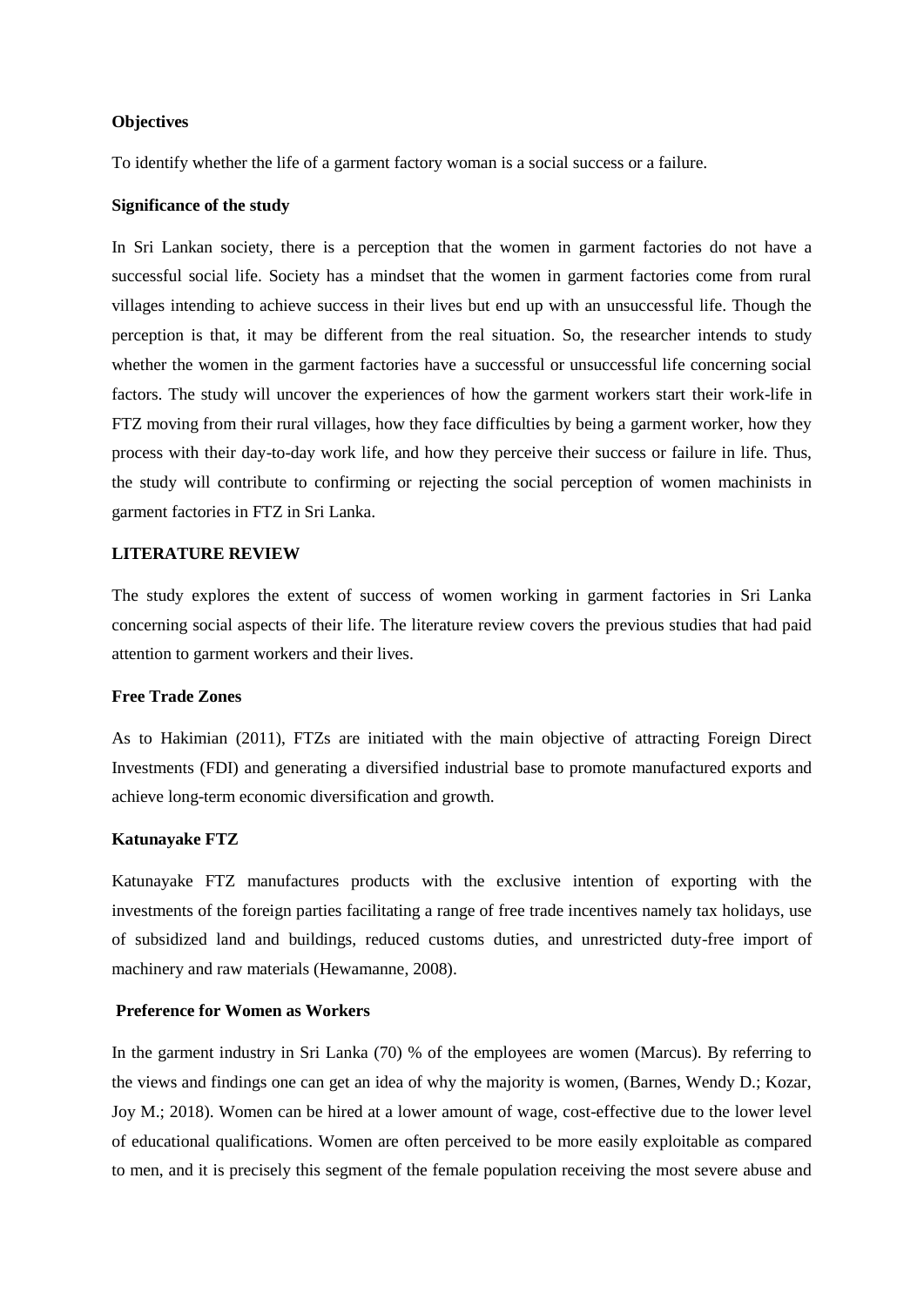**Objectives**

To identify whether the life of a garment factory woman is a social success or a failure.

**Significance of the study**

In Sri Lankan society, there is a perception that the women in garment factories do not have a successful social life. Society has a mindset that the women in garment factories come from rural villages intending to achieve success in their lives but end up with an unsuccessful life. Though the perception is that, it may be different from the real situation. So, the researcher intends to study whether the women in the garment factories have a successful or unsuccessful life concerning social factors. The study will uncover the experiences of how the garment workers start their work-life in FTZ moving from their rural villages, how they face difficulties by being a garment worker, how they process with their day-to-day work life, and how they perceive their success or failure in life. Thus, the study will contribute to confirming or rejecting the social perception of women machinists in garment factories in FTZ in Sri Lanka.

## LITERATURE REVIEW

The study explores the extent of success of women working in garment factories in Sri Lanka concerning social aspects of their life. The literature review covers the previous studies that had paid attention to garment workers and their lives.

**Free Trade Zones**

As to Hakimian (2011), FTZs are initiated with the main objective of attracting Foreign Direct Investments (FDI) and generating a diversified industrial base to promote manufactured exports and achieve long-term economic diversification and growth.

**Katunayake FTZ**

Katunayake FTZ manufactures products with the exclusive intention of exporting with the investments of the foreign parties facilitating a range of free trade incentives namely tax holidays, use of subsidized land and buildings, reduced customs duties, and unrestricted duty-free import of machinery and raw materials (Hewamanne, 2008).

**Preference for Women as Workers**

In the garment industry in Sri Lanka (70) % of the employees are women (Marcus). By referring to the views and findings one can get an idea of why the majority is women, (Barnes, Wendy D.; Kozar, Joy M.; 2018). Women can be hired at a lower amount of wage, cost-effective due to the lower level of educational qualifications. Women are often perceived to be more easily exploitable as compared to men, and it is precisely this segment of the female population receiving the most severe abuse and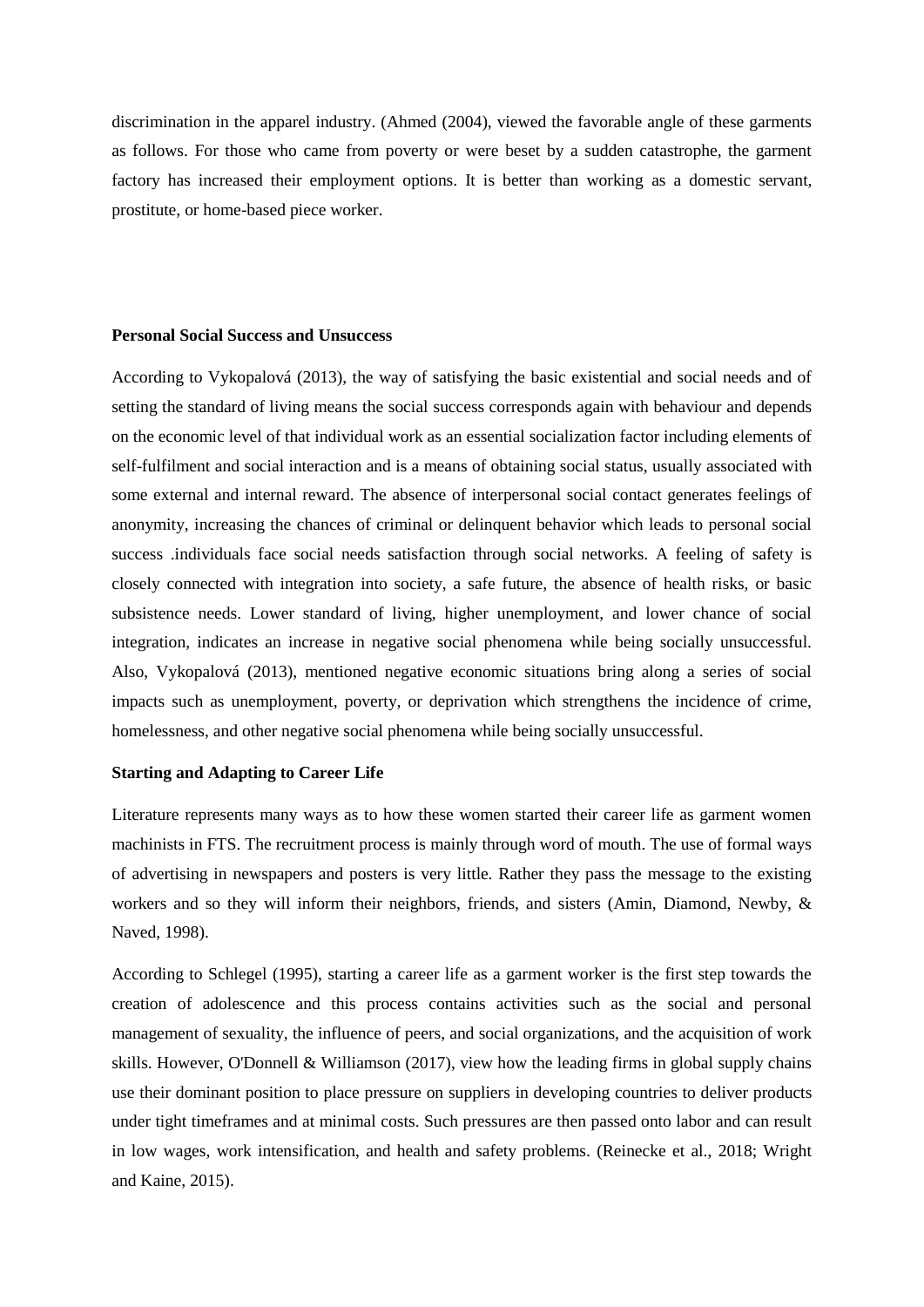discrimination in the apparel industry. (Ahmed (2004), viewed the favorable angle of these garments as follows. For those who came from poverty or were beset by a sudden catastrophe, the garment factory has increased their employment options. It is better than working as a domestic servant, prostitute, or home-based piece worker.

**Personal Social Success and Unsuccess**

According to Vykopalová (2013), the way of satisfying the basic existential and social needs and of setting the standard of living means the social success corresponds again with behaviour and depends on the economic level of that individual work as an essential socialization factor including elements of self-fulfilment and social interaction and is a means of obtaining social status, usually associated with some external and internal reward. The absence of interpersonal social contact generates feelings of anonymity, increasing the chances of criminal or delinquent behavior which leads to personal social success .individuals face social needs satisfaction through social networks. A feeling of safety is closely connected with integration into society, a safe future, the absence of health risks, or basic subsistence needs. Lower standard of living, higher unemployment, and lower chance of social integration, indicates an increase in negative social phenomena while being socially unsuccessful. Also, Vykopalová (2013), mentioned negative economic situations bring along a series of social impacts such as unemployment, poverty, or deprivation which strengthens the incidence of crime, homelessness, and other negative social phenomena while being socially unsuccessful.

**Starting and Adapting to Career Life**

Literature represents many ways as to how these women started their career life as garment women machinists in FTS. The recruitment process is mainly through word of mouth. The use of formal ways of advertising in newspapers and posters is very little. Rather they pass the message to the existing workers and so they will inform their neighbors, friends, and sisters (Amin, Diamond, Newby, & Naved, 1998).

According to Schlegel (1995), starting a career life as a garment worker is the first step towards the creation of adolescence and this process contains activities such as the social and personal management of sexuality, the influence of peers, and social organizations, and the acquisition of work skills. However, O'Donnell & Williamson (2017), view how the leading firms in global supply chains use their dominant position to place pressure on suppliers in developing countries to deliver products under tight timeframes and at minimal costs. Such pressures are then passed onto labor and can result in low wages, work intensification, and health and safety problems. (Reinecke et al., 2018; Wright and Kaine, 2015).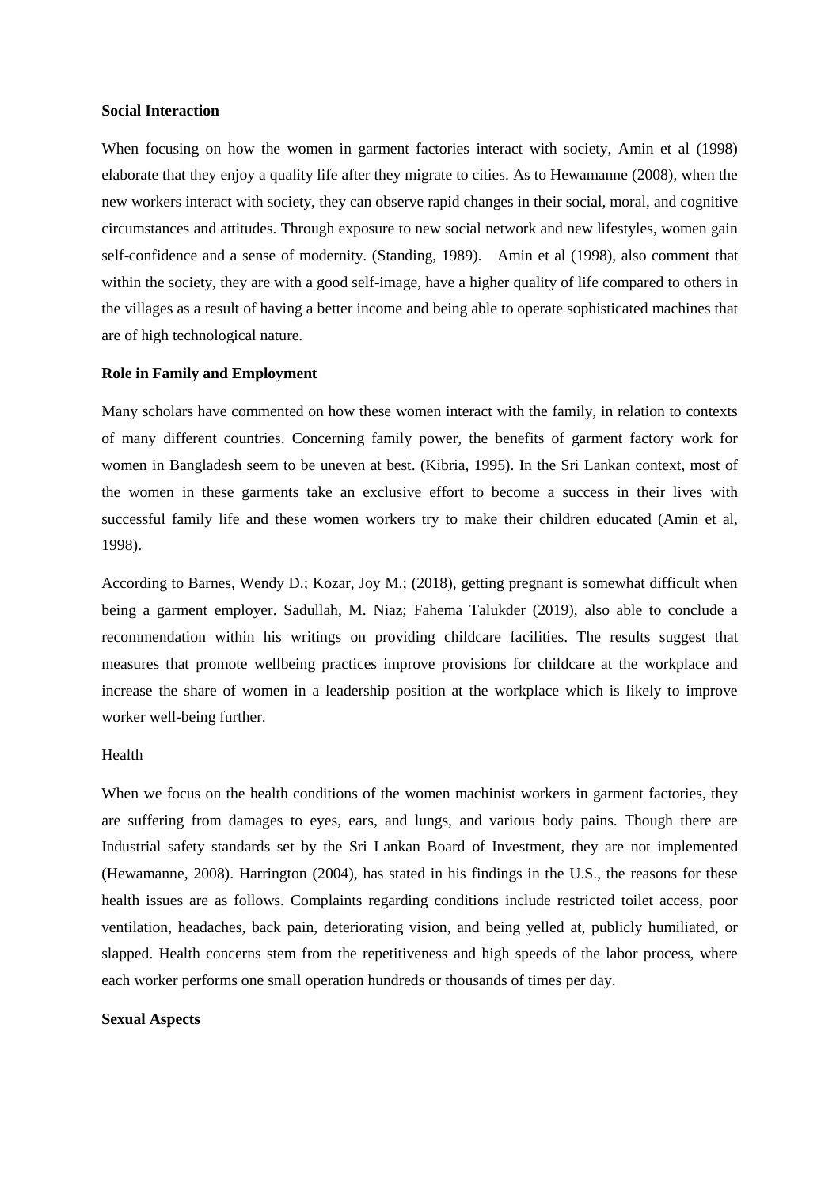**Social Interaction**

When focusing on how the women in garment factories interact with society, Amin et al (1998) elaborate that they enjoy a quality life after they migrate to cities. As to Hewamanne (2008), when the new workers interact with society, they can observe rapid changes in their social, moral, and cognitive circumstances and attitudes. Through exposure to new social network and new lifestyles, women gain self-confidence and a sense of modernity. (Standing, 1989). Amin et al (1998), also comment that within the society, they are with a good self-image, have a higher quality of life compared to others in the villages as a result of having a better income and being able to operate sophisticated machines that are of high technological nature.

**Role in Family and Employment**

Many scholars have commented on how these women interact with the family, in relation to contexts of many different countries. Concerning family power, the benefits of garment factory work for women in Bangladesh seem to be uneven at best. (Kibria, 1995). In the Sri Lankan context, most of the women in these garments take an exclusive effort to become a success in their lives with successful family life and these women workers try to make their children educated (Amin et al, 1998).

According to Barnes, Wendy D.; Kozar, Joy M.; (2018), getting pregnant is somewhat difficult when being a garment employer. Sadullah, M. Niaz; Fahema Talukder (2019), also able to conclude a recommendation within his writings on providing childcare facilities. The results suggest that measures that promote wellbeing practices improve provisions for childcare at the workplace and increase the share of women in a leadership position at the workplace which is likely to improve worker well-being further.

Health

When we focus on the health conditions of the women machinist workers in garment factories, they are suffering from damages to eyes, ears, and lungs, and various body pains. Though there are Industrial safety standards set by the Sri Lankan Board of Investment, they are not implemented (Hewamanne, 2008). Harrington (2004), has stated in his findings in the U.S., the reasons for these health issues are as follows. Complaints regarding conditions include restricted toilet access, poor ventilation, headaches, back pain, deteriorating vision, and being yelled at, publicly humiliated, or slapped. Health concerns stem from the repetitiveness and high speeds of the labor process, where each worker performs one small operation hundreds or thousands of times per day.

**Sexual Aspects**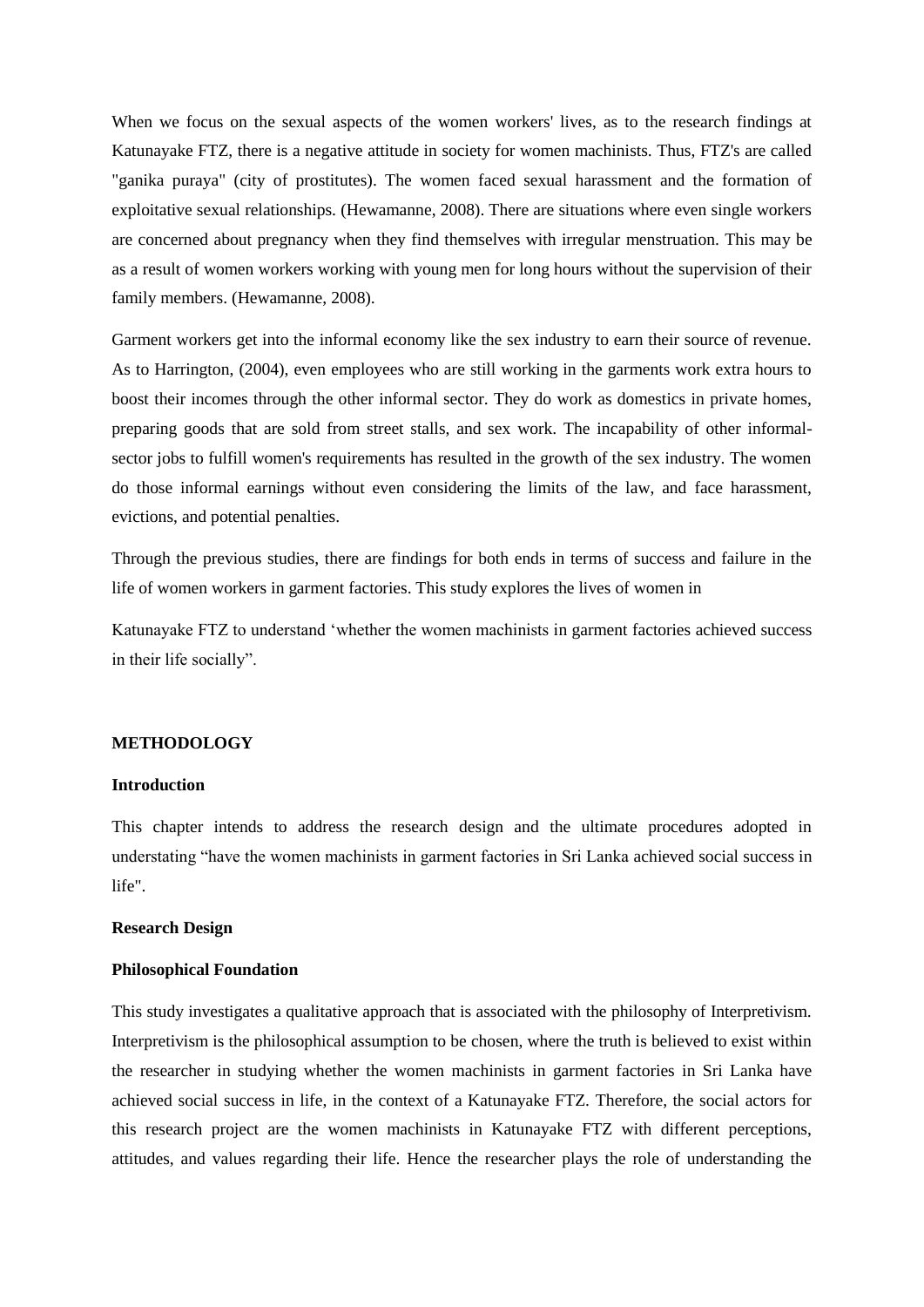When we focus on the sexual aspects of the women workers' lives, as to the research findings at Katunayake FTZ, there is a negative attitude in society for women machinists. Thus, FTZ's are called "ganika puraya" (city of prostitutes). The women faced sexual harassment and the formation of exploitative sexual relationships. (Hewamanne, 2008). There are situations where even single workers are concerned about pregnancy when they find themselves with irregular menstruation. This may be as a result of women workers working with young men for long hours without the supervision of their family members. (Hewamanne, 2008).

Garment workers get into the informal economy like the sex industry to earn their source of revenue. As to Harrington, (2004), even employees who are still working in the garments work extra hours to boost their incomes through the other informal sector. They do work as domestics in private homes, preparing goods that are sold from street stalls, and sex work. The incapability of other informal-sector jobs to fulfill women's requirements has resulted in the growth of the sex industry. The women do those informal earnings without even considering the limits of the law, and face harassment, evictions, and potential penalties.

Through the previous studies, there are findings for both ends in terms of success and failure in the life of women workers in garment factories. This study explores the lives of women in

Katunayake FTZ to understand 'whether the women machinists in garment factories achieved success in their life socially".

## METHODOLOGY

### Introduction

This chapter intends to address the research design and the ultimate procedures adopted in understating "have the women machinists in garment factories in Sri Lanka achieved social success in life".

### Research Design

### Philosophical Foundation

This study investigates a qualitative approach that is associated with the philosophy of Interpretivism. Interpretivism is the philosophical assumption to be chosen, where the truth is believed to exist within the researcher in studying whether the women machinists in garment factories in Sri Lanka have achieved social success in life, in the context of a Katunayake FTZ. Therefore, the social actors for this research project are the women machinists in Katunayake FTZ with different perceptions, attitudes, and values regarding their life. Hence the researcher plays the role of understanding the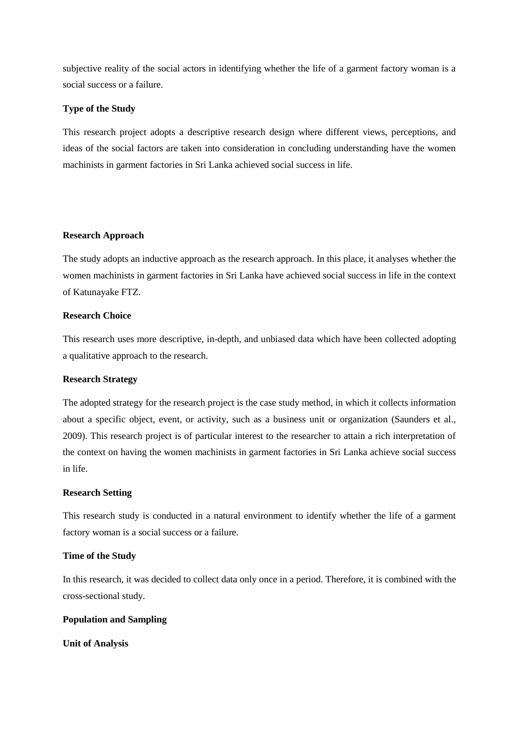subjective reality of the social actors in identifying whether the life of a garment factory woman is a social success or a failure.

**Type of the Study**

This research project adopts a descriptive research design where different views, perceptions, and ideas of the social factors are taken into consideration in concluding understanding have the women machinists in garment factories in Sri Lanka achieved social success in life.

**Research Approach**

The study adopts an inductive approach as the research approach. In this place, it analyses whether the women machinists in garment factories in Sri Lanka have achieved social success in life in the context of Katunayake FTZ.

**Research Choice**

This research uses more descriptive, in-depth, and unbiased data which have been collected adopting a qualitative approach to the research.

**Research Strategy**

The adopted strategy for the research project is the case study method, in which it collects information about a specific object, event, or activity, such as a business unit or organization (Saunders et al., 2009). This research project is of particular interest to the researcher to attain a rich interpretation of the context on having the women machinists in garment factories in Sri Lanka achieve social success in life.

**Research Setting**

This research study is conducted in a natural environment to identify whether the life of a garment factory woman is a social success or a failure.

**Time of the Study**

In this research, it was decided to collect data only once in a period. Therefore, it is combined with the cross-sectional study.

**Population and Sampling**

**Unit of Analysis**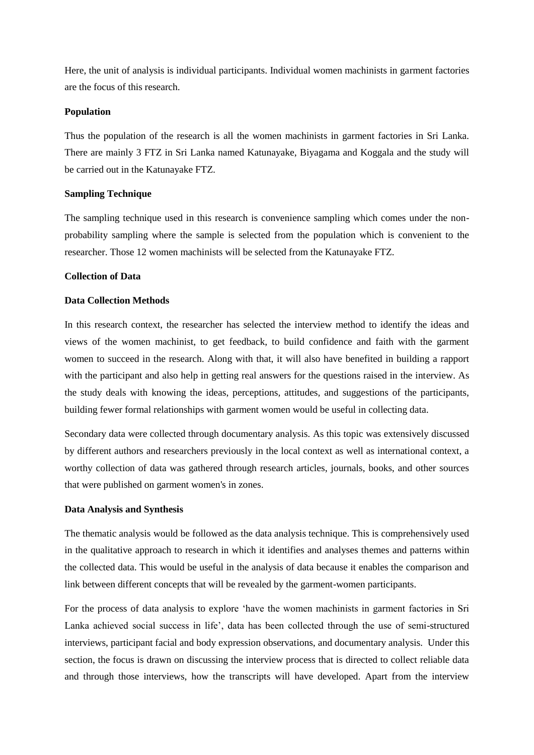Here, the unit of analysis is individual participants. Individual women machinists in garment factories are the focus of this research.

**Population**

Thus the population of the research is all the women machinists in garment factories in Sri Lanka. There are mainly 3 FTZ in Sri Lanka named Katunayake, Biyagama and Koggala and the study will be carried out in the Katunayake FTZ.

**Sampling Technique**

The sampling technique used in this research is convenience sampling which comes under the non-probability sampling where the sample is selected from the population which is convenient to the researcher. Those 12 women machinists will be selected from the Katunayake FTZ.

**Collection of Data**

**Data Collection Methods**

In this research context, the researcher has selected the interview method to identify the ideas and views of the women machinist, to get feedback, to build confidence and faith with the garment women to succeed in the research. Along with that, it will also have benefited in building a rapport with the participant and also help in getting real answers for the questions raised in the interview. As the study deals with knowing the ideas, perceptions, attitudes, and suggestions of the participants, building fewer formal relationships with garment women would be useful in collecting data.

Secondary data were collected through documentary analysis. As this topic was extensively discussed by different authors and researchers previously in the local context as well as international context, a worthy collection of data was gathered through research articles, journals, books, and other sources that were published on garment women's in zones.

**Data Analysis and Synthesis**

The thematic analysis would be followed as the data analysis technique. This is comprehensively used in the qualitative approach to research in which it identifies and analyses themes and patterns within the collected data. This would be useful in the analysis of data because it enables the comparison and link between different concepts that will be revealed by the garment-women participants.

For the process of data analysis to explore 'have the women machinists in garment factories in Sri Lanka achieved social success in life', data has been collected through the use of semi-structured interviews, participant facial and body expression observations, and documentary analysis. Under this section, the focus is drawn on discussing the interview process that is directed to collect reliable data and through those interviews, how the transcripts will have developed. Apart from the interview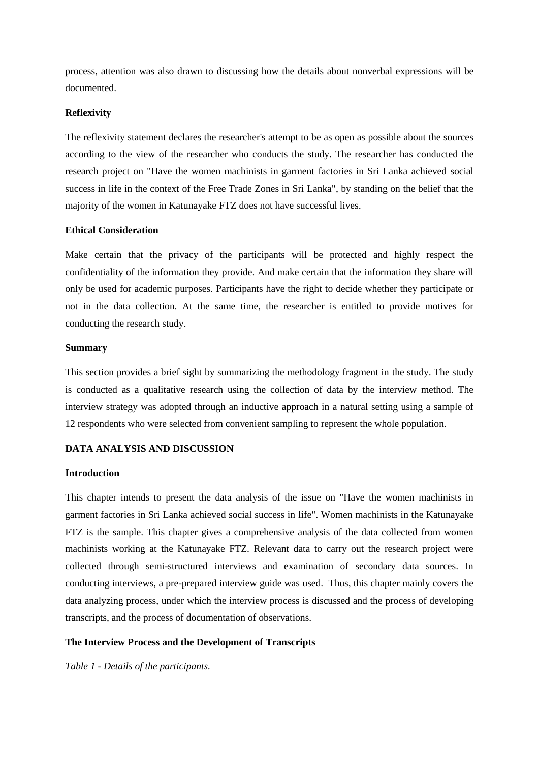process, attention was also drawn to discussing how the details about nonverbal expressions will be documented.

**Reflexivity**

The reflexivity statement declares the researcher's attempt to be as open as possible about the sources according to the view of the researcher who conducts the study. The researcher has conducted the research project on "Have the women machinists in garment factories in Sri Lanka achieved social success in life in the context of the Free Trade Zones in Sri Lanka", by standing on the belief that the majority of the women in Katunayake FTZ does not have successful lives.

**Ethical Consideration**

Make certain that the privacy of the participants will be protected and highly respect the confidentiality of the information they provide. And make certain that the information they share will only be used for academic purposes. Participants have the right to decide whether they participate or not in the data collection. At the same time, the researcher is entitled to provide motives for conducting the research study.

**Summary**

This section provides a brief sight by summarizing the methodology fragment in the study. The study is conducted as a qualitative research using the collection of data by the interview method. The interview strategy was adopted through an inductive approach in a natural setting using a sample of 12 respondents who were selected from convenient sampling to represent the whole population.

**DATA ANALYSIS AND DISCUSSION**

**Introduction**

This chapter intends to present the data analysis of the issue on "Have the women machinists in garment factories in Sri Lanka achieved social success in life". Women machinists in the Katunayake FTZ is the sample. This chapter gives a comprehensive analysis of the data collected from women machinists working at the Katunayake FTZ. Relevant data to carry out the research project were collected through semi-structured interviews and examination of secondary data sources. In conducting interviews, a pre-prepared interview guide was used. Thus, this chapter mainly covers the data analyzing process, under which the interview process is discussed and the process of developing transcripts, and the process of documentation of observations.

**The Interview Process and the Development of Transcripts**

*Table 1 - Details of the participants.*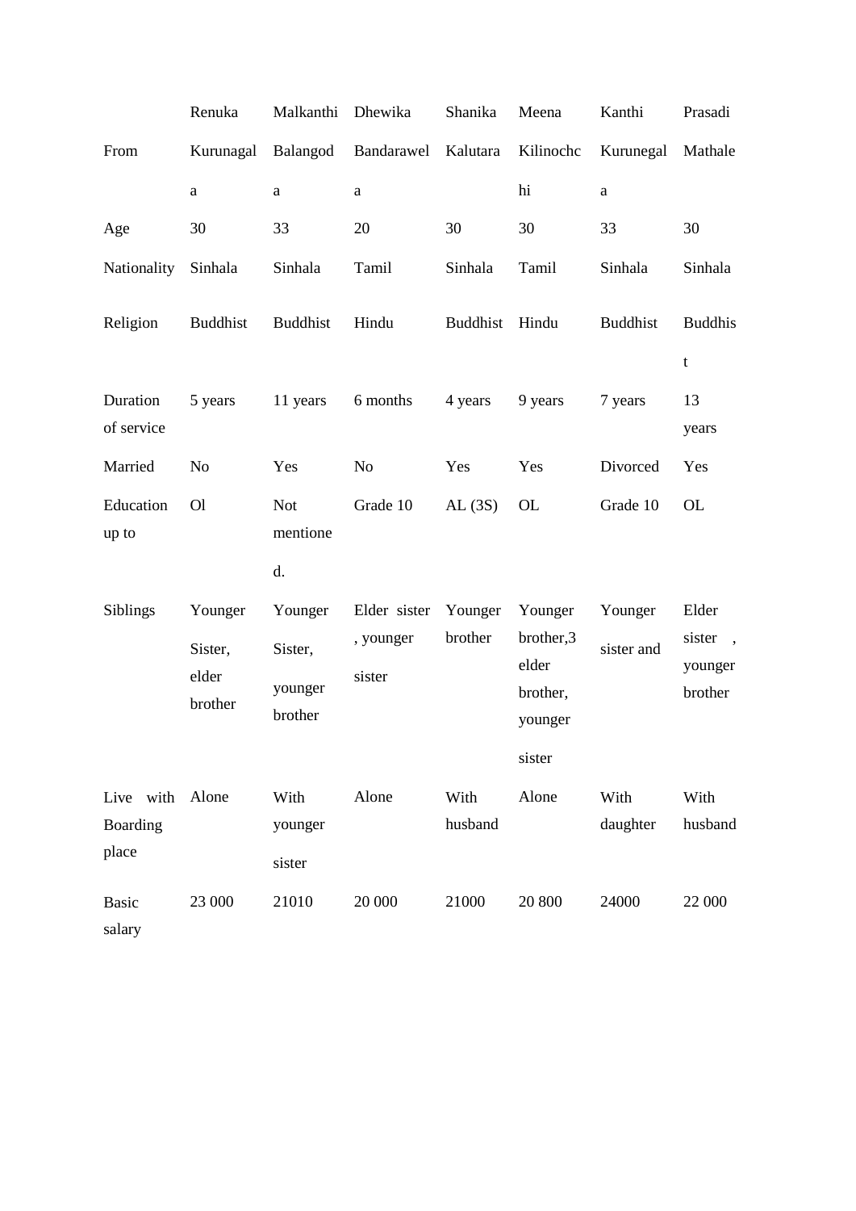| | Renuka | Malkanthi | Dhewika | Shanika | Meena | Kanthi | Prasadi |
|---|---|---|---|---|---|---|---|
| From | Kurunagala | Balangoda | Bandarawela | Kalutara | Kilinochchi | Kurunegala | Mathale |
| Age | 30 | 33 | 20 | 30 | 30 | 33 | 30 |
| Nationality | Sinhala | Sinhala | Tamil | Sinhala | Tamil | Sinhala | Sinhala |
| Religion | Buddhist | Buddhist | Hindu | Buddhist | Hindu | Buddhist | Buddhist |
| Duration of service | 5 years | 11 years | 6 months | 4 years | 9 years | 7 years | 13 years |
| Married | No | Yes | No | Yes | Yes | Divorced | Yes |
| Education up to | Ol | Not mentioned. | Grade 10 | AL (3S) | OL | Grade 10 | OL |
| Siblings | Younger Sister, elder brother | Younger Sister, younger brother | Elder sister , younger sister | Younger brother | Younger brother,3 elder brother, younger sister | Younger sister and | Elder sister , younger brother |
| Live with Boarding place | Alone | With younger sister | Alone | With husband | Alone | With daughter | With husband |
| Basic salary | 23 000 | 21010 | 20 000 | 21000 | 20 800 | 24000 | 22 000 |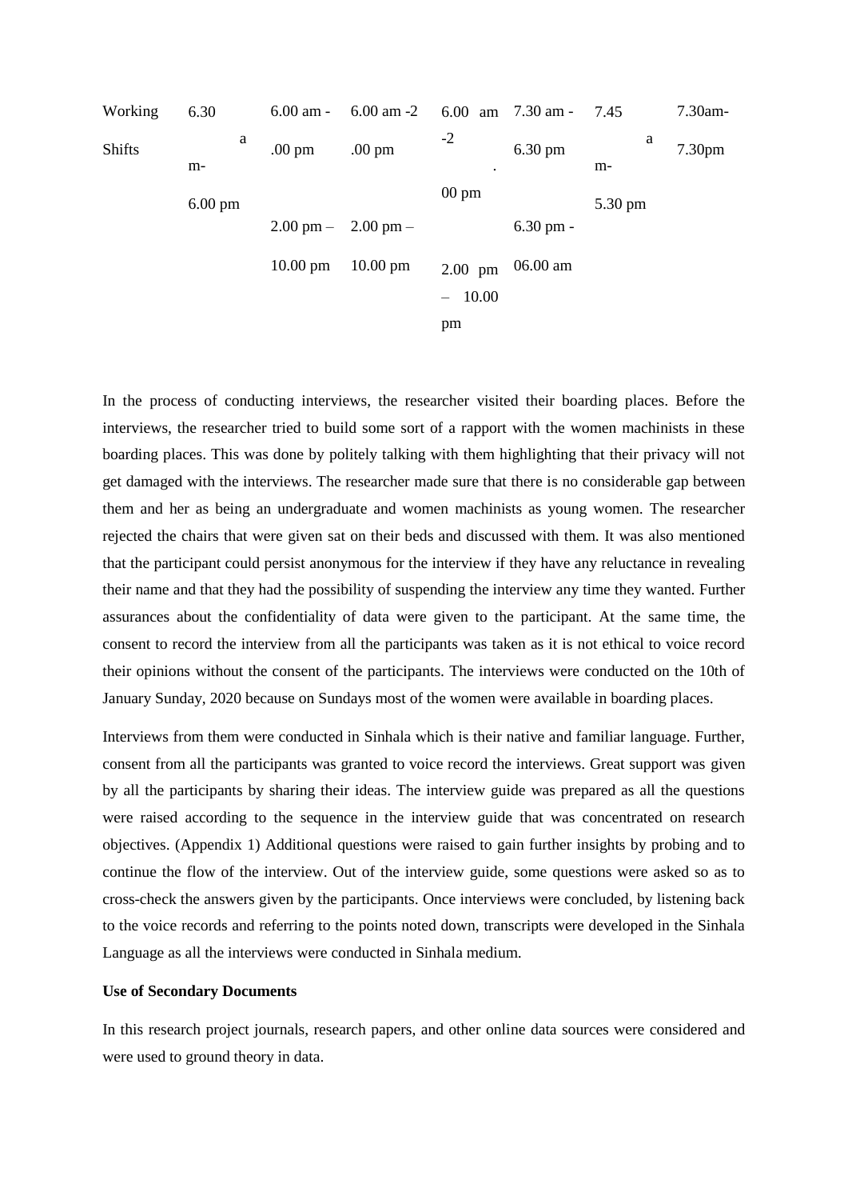| Working Shifts | 6.30 am- 6.00 pm | 6.00 am - 2.00 pm<br>2.00 pm – 10.00 pm | 6.00 am -2.00 pm<br>2.00 pm – 10.00 pm | 6.00 am -2.00 pm<br>2.00 pm – 10.00 pm | 7.30 am - 6.30 pm<br>6.30 pm - 06.00 am | 7.45 am- 5.30 pm | 7.30am- 7.30pm |
|---|---|---|---|---|---|---|---|

In the process of conducting interviews, the researcher visited their boarding places. Before the interviews, the researcher tried to build some sort of a rapport with the women machinists in these boarding places. This was done by politely talking with them highlighting that their privacy will not get damaged with the interviews. The researcher made sure that there is no considerable gap between them and her as being an undergraduate and women machinists as young women. The researcher rejected the chairs that were given sat on their beds and discussed with them. It was also mentioned that the participant could persist anonymous for the interview if they have any reluctance in revealing their name and that they had the possibility of suspending the interview any time they wanted. Further assurances about the confidentiality of data were given to the participant. At the same time, the consent to record the interview from all the participants was taken as it is not ethical to voice record their opinions without the consent of the participants. The interviews were conducted on the 10th of January Sunday, 2020 because on Sundays most of the women were available in boarding places.

Interviews from them were conducted in Sinhala which is their native and familiar language. Further, consent from all the participants was granted to voice record the interviews. Great support was given by all the participants by sharing their ideas. The interview guide was prepared as all the questions were raised according to the sequence in the interview guide that was concentrated on research objectives. (Appendix 1) Additional questions were raised to gain further insights by probing and to continue the flow of the interview. Out of the interview guide, some questions were asked so as to cross-check the answers given by the participants. Once interviews were concluded, by listening back to the voice records and referring to the points noted down, transcripts were developed in the Sinhala Language as all the interviews were conducted in Sinhala medium.

**Use of Secondary Documents**

In this research project journals, research papers, and other online data sources were considered and were used to ground theory in data.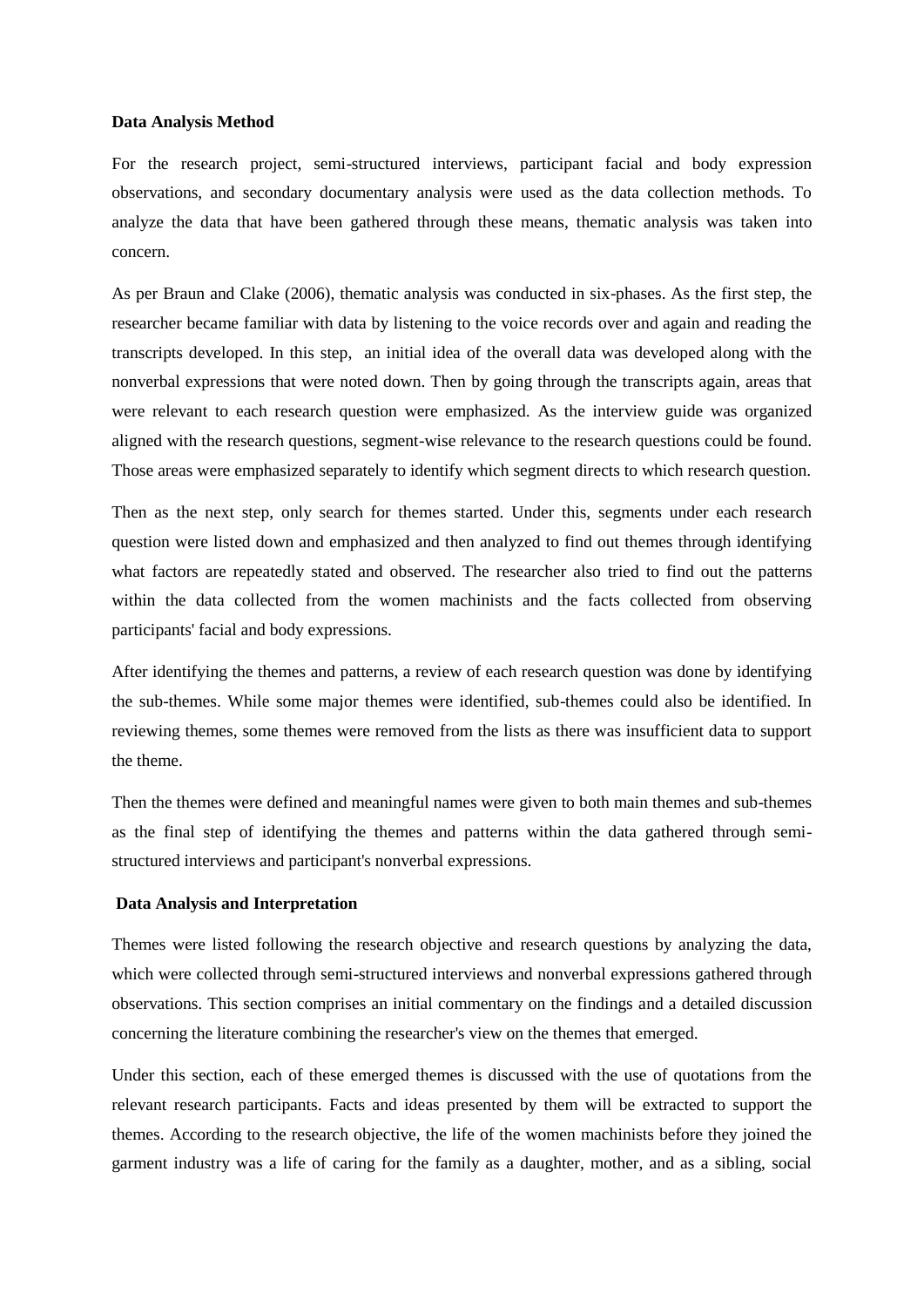**Data Analysis Method**

For the research project, semi-structured interviews, participant facial and body expression observations, and secondary documentary analysis were used as the data collection methods. To analyze the data that have been gathered through these means, thematic analysis was taken into concern.

As per Braun and Clake (2006), thematic analysis was conducted in six-phases. As the first step, the researcher became familiar with data by listening to the voice records over and again and reading the transcripts developed. In this step, an initial idea of the overall data was developed along with the nonverbal expressions that were noted down. Then by going through the transcripts again, areas that were relevant to each research question were emphasized. As the interview guide was organized aligned with the research questions, segment-wise relevance to the research questions could be found. Those areas were emphasized separately to identify which segment directs to which research question.

Then as the next step, only search for themes started. Under this, segments under each research question were listed down and emphasized and then analyzed to find out themes through identifying what factors are repeatedly stated and observed. The researcher also tried to find out the patterns within the data collected from the women machinists and the facts collected from observing participants' facial and body expressions.

After identifying the themes and patterns, a review of each research question was done by identifying the sub-themes. While some major themes were identified, sub-themes could also be identified. In reviewing themes, some themes were removed from the lists as there was insufficient data to support the theme.

Then the themes were defined and meaningful names were given to both main themes and sub-themes as the final step of identifying the themes and patterns within the data gathered through semi-structured interviews and participant's nonverbal expressions.

**Data Analysis and Interpretation**

Themes were listed following the research objective and research questions by analyzing the data, which were collected through semi-structured interviews and nonverbal expressions gathered through observations. This section comprises an initial commentary on the findings and a detailed discussion concerning the literature combining the researcher's view on the themes that emerged.

Under this section, each of these emerged themes is discussed with the use of quotations from the relevant research participants. Facts and ideas presented by them will be extracted to support the themes. According to the research objective, the life of the women machinists before they joined the garment industry was a life of caring for the family as a daughter, mother, and as a sibling, social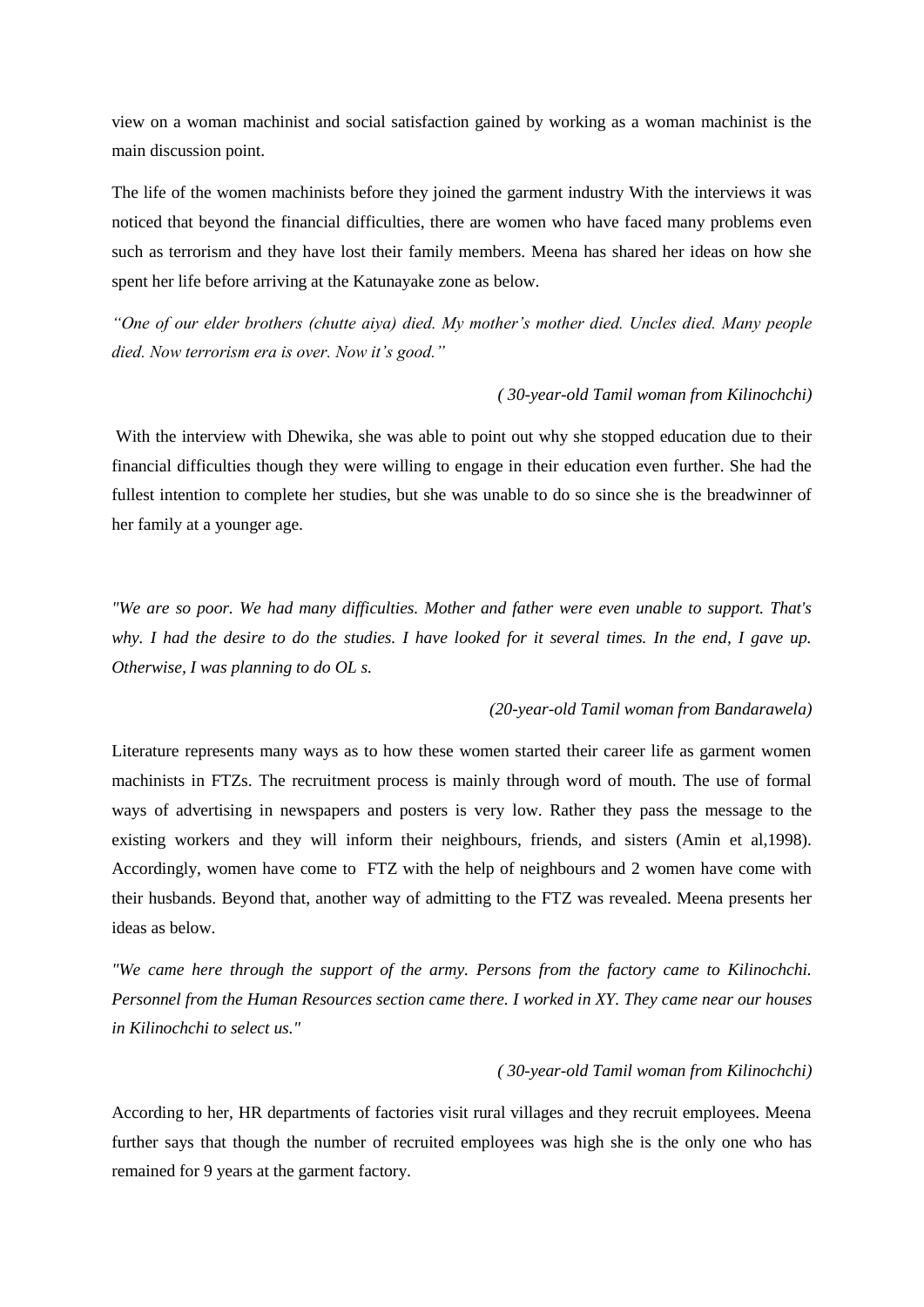view on a woman machinist and social satisfaction gained by working as a woman machinist is the main discussion point.

The life of the women machinists before they joined the garment industry With the interviews it was noticed that beyond the financial difficulties, there are women who have faced many problems even such as terrorism and they have lost their family members. Meena has shared her ideas on how she spent her life before arriving at the Katunayake zone as below.

*"One of our elder brothers (chutte aiya) died. My mother's mother died. Uncles died. Many people died. Now terrorism era is over. Now it's good."*

*( 30-year-old Tamil woman from Kilinochchi)*

With the interview with Dhewika, she was able to point out why she stopped education due to their financial difficulties though they were willing to engage in their education even further. She had the fullest intention to complete her studies, but she was unable to do so since she is the breadwinner of her family at a younger age.

*"We are so poor. We had many difficulties. Mother and father were even unable to support. That's why. I had the desire to do the studies. I have looked for it several times. In the end, I gave up. Otherwise, I was planning to do OL s.*

*(20-year-old Tamil woman from Bandarawela)*

Literature represents many ways as to how these women started their career life as garment women machinists in FTZs. The recruitment process is mainly through word of mouth. The use of formal ways of advertising in newspapers and posters is very low. Rather they pass the message to the existing workers and they will inform their neighbours, friends, and sisters (Amin et al,1998). Accordingly, women have come to FTZ with the help of neighbours and 2 women have come with their husbands. Beyond that, another way of admitting to the FTZ was revealed. Meena presents her ideas as below.

*"We came here through the support of the army. Persons from the factory came to Kilinochchi. Personnel from the Human Resources section came there. I worked in XY. They came near our houses in Kilinochchi to select us."*

*( 30-year-old Tamil woman from Kilinochchi)*

According to her, HR departments of factories visit rural villages and they recruit employees. Meena further says that though the number of recruited employees was high she is the only one who has remained for 9 years at the garment factory.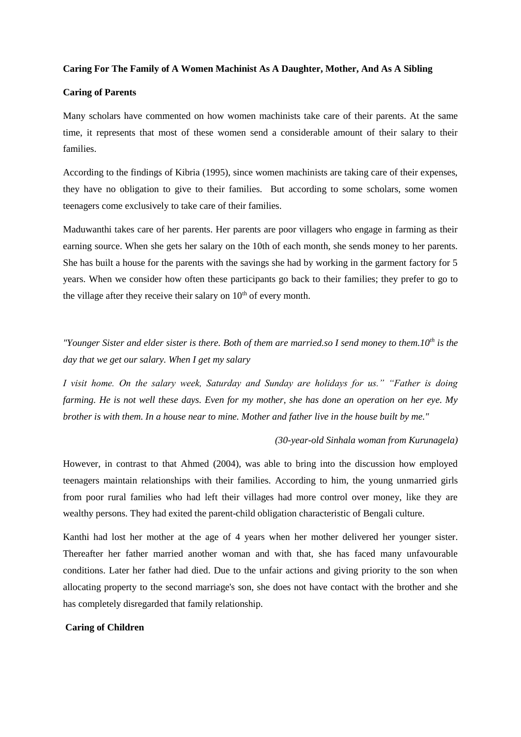**Caring For The Family of A Women Machinist As A Daughter, Mother, And As A Sibling**

**Caring of Parents**

Many scholars have commented on how women machinists take care of their parents. At the same time, it represents that most of these women send a considerable amount of their salary to their families.

According to the findings of Kibria (1995), since women machinists are taking care of their expenses, they have no obligation to give to their families. But according to some scholars, some women teenagers come exclusively to take care of their families.

Maduwanthi takes care of her parents. Her parents are poor villagers who engage in farming as their earning source. When she gets her salary on the 10th of each month, she sends money to her parents. She has built a house for the parents with the savings she had by working in the garment factory for 5 years. When we consider how often these participants go back to their families; they prefer to go to the village after they receive their salary on 10th of every month.

*"Younger Sister and elder sister is there. Both of them are married.so I send money to them.10th is the day that we get our salary. When I get my salary*

*I visit home. On the salary week, Saturday and Sunday are holidays for us." "Father is doing farming. He is not well these days. Even for my mother, she has done an operation on her eye. My brother is with them. In a house near to mine. Mother and father live in the house built by me."*

*(30-year-old Sinhala woman from Kurunagela)*

However, in contrast to that Ahmed (2004), was able to bring into the discussion how employed teenagers maintain relationships with their families. According to him, the young unmarried girls from poor rural families who had left their villages had more control over money, like they are wealthy persons. They had exited the parent-child obligation characteristic of Bengali culture.

Kanthi had lost her mother at the age of 4 years when her mother delivered her younger sister. Thereafter her father married another woman and with that, she has faced many unfavourable conditions. Later her father had died. Due to the unfair actions and giving priority to the son when allocating property to the second marriage's son, she does not have contact with the brother and she has completely disregarded that family relationship.

**Caring of Children**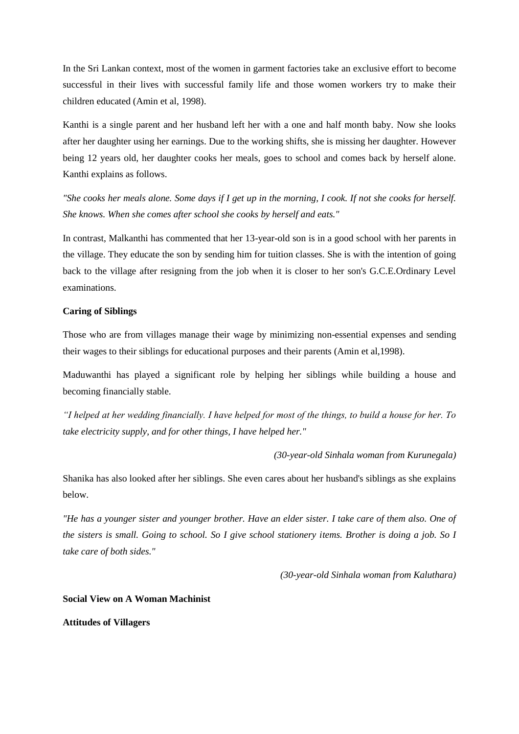In the Sri Lankan context, most of the women in garment factories take an exclusive effort to become successful in their lives with successful family life and those women workers try to make their children educated (Amin et al, 1998).

Kanthi is a single parent and her husband left her with a one and half month baby. Now she looks after her daughter using her earnings. Due to the working shifts, she is missing her daughter. However being 12 years old, her daughter cooks her meals, goes to school and comes back by herself alone. Kanthi explains as follows.

*"She cooks her meals alone. Some days if I get up in the morning, I cook. If not she cooks for herself. She knows. When she comes after school she cooks by herself and eats."*

In contrast, Malkanthi has commented that her 13-year-old son is in a good school with her parents in the village. They educate the son by sending him for tuition classes. She is with the intention of going back to the village after resigning from the job when it is closer to her son's G.C.E.Ordinary Level examinations.

**Caring of Siblings**

Those who are from villages manage their wage by minimizing non-essential expenses and sending their wages to their siblings for educational purposes and their parents (Amin et al,1998).

Maduwanthi has played a significant role by helping her siblings while building a house and becoming financially stable.

*"I helped at her wedding financially. I have helped for most of the things, to build a house for her. To take electricity supply, and for other things, I have helped her."*

*(30-year-old Sinhala woman from Kurunegala)*

Shanika has also looked after her siblings. She even cares about her husband's siblings as she explains below.

*"He has a younger sister and younger brother. Have an elder sister. I take care of them also. One of the sisters is small. Going to school. So I give school stationery items. Brother is doing a job. So I take care of both sides."*

*(30-year-old Sinhala woman from Kaluthara)*

**Social View on A Woman Machinist**

**Attitudes of Villagers**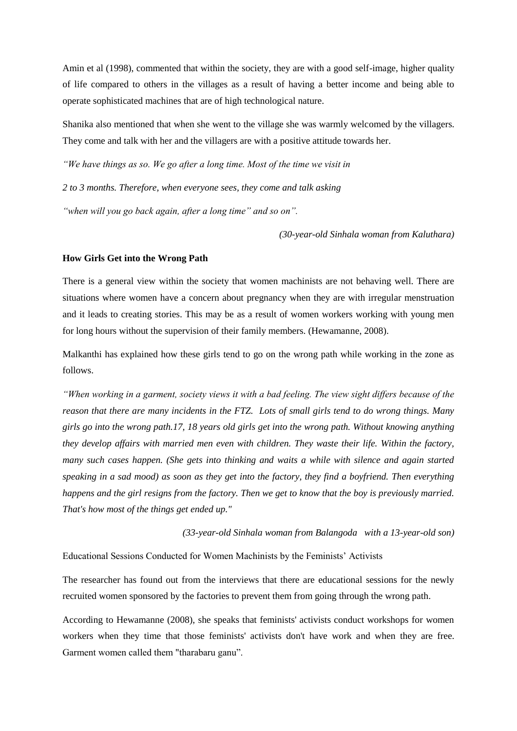Amin et al (1998), commented that within the society, they are with a good self-image, higher quality of life compared to others in the villages as a result of having a better income and being able to operate sophisticated machines that are of high technological nature.

Shanika also mentioned that when she went to the village she was warmly welcomed by the villagers. They come and talk with her and the villagers are with a positive attitude towards her.

*"We have things as so. We go after a long time. Most of the time we visit in*

*2 to 3 months. Therefore, when everyone sees, they come and talk asking*

*"when will you go back again, after a long time" and so on".*

*(30-year-old Sinhala woman from Kaluthara)*

**How Girls Get into the Wrong Path**

There is a general view within the society that women machinists are not behaving well. There are situations where women have a concern about pregnancy when they are with irregular menstruation and it leads to creating stories. This may be as a result of women workers working with young men for long hours without the supervision of their family members. (Hewamanne, 2008).

Malkanthi has explained how these girls tend to go on the wrong path while working in the zone as follows.

***"When working in a garment, society views it with a bad feeling. The view sight differs because of the reason that there are many incidents in the FTZ. Lots of small girls tend to do wrong things. Many girls go into the wrong path.17, 18 years old girls get into the wrong path. Without knowing anything they develop affairs with married men even with children. They waste their life. Within the factory, many such cases happen. (She gets into thinking and waits a while with silence and again started speaking in a sad mood) as soon as they get into the factory, they find a boyfriend. Then everything happens and the girl resigns from the factory. Then we get to know that the boy is previously married. That's how most of the things get ended up."***

*(33-year-old Sinhala woman from Balangoda with a 13-year-old son)*

Educational Sessions Conducted for Women Machinists by the Feminists' Activists

The researcher has found out from the interviews that there are educational sessions for the newly recruited women sponsored by the factories to prevent them from going through the wrong path.

According to Hewamanne (2008), she speaks that feminists' activists conduct workshops for women workers when they time that those feminists' activists don't have work and when they are free. Garment women called them "tharabaru ganu".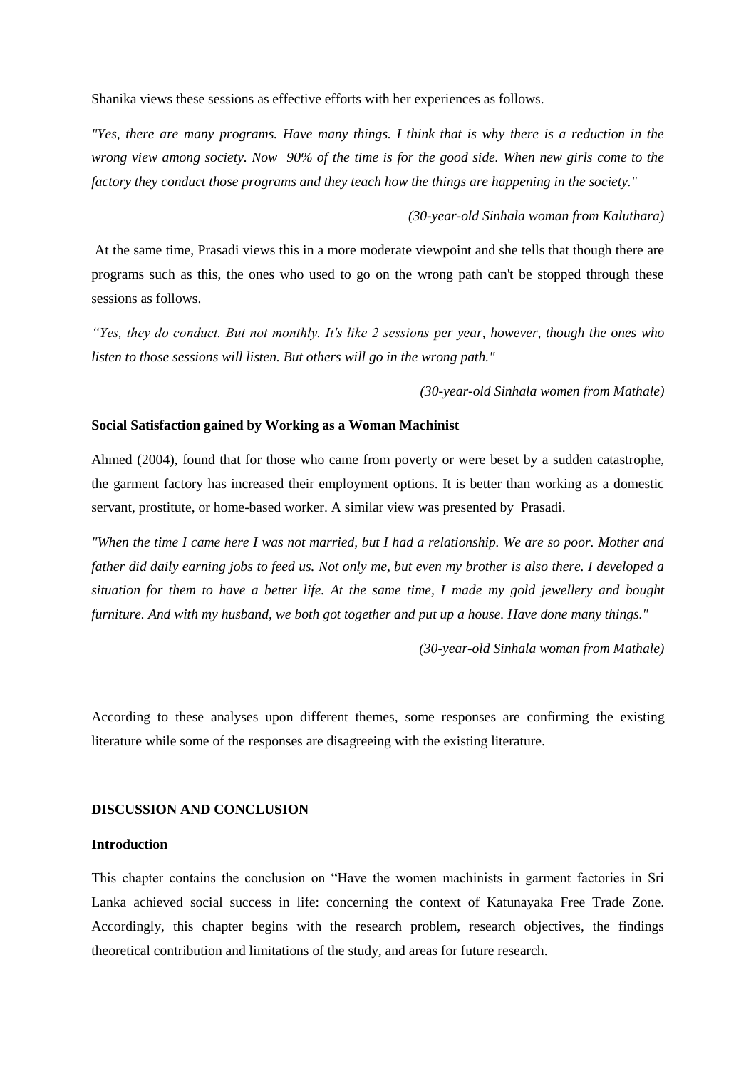Shanika views these sessions as effective efforts with her experiences as follows.

*"Yes, there are many programs. Have many things. I think that is why there is a reduction in the wrong view among society. Now 90% of the time is for the good side. When new girls come to the factory they conduct those programs and they teach how the things are happening in the society."*

*(30-year-old Sinhala woman from Kaluthara)*

At the same time, Prasadi views this in a more moderate viewpoint and she tells that though there are programs such as this, the ones who used to go on the wrong path can't be stopped through these sessions as follows.

*"Yes, they do conduct. But not monthly. It's like 2 sessions per year, however, though the ones who listen to those sessions will listen. But others will go in the wrong path."*

*(30-year-old Sinhala women from Mathale)*

**Social Satisfaction gained by Working as a Woman Machinist**

Ahmed (2004), found that for those who came from poverty or were beset by a sudden catastrophe, the garment factory has increased their employment options. It is better than working as a domestic servant, prostitute, or home-based worker. A similar view was presented by Prasadi.

*"When the time I came here I was not married, but I had a relationship. We are so poor. Mother and father did daily earning jobs to feed us. Not only me, but even my brother is also there. I developed a situation for them to have a better life. At the same time, I made my gold jewellery and bought furniture. And with my husband, we both got together and put up a house. Have done many things."*

*(30-year-old Sinhala woman from Mathale)*

According to these analyses upon different themes, some responses are confirming the existing literature while some of the responses are disagreeing with the existing literature.

## DISCUSSION AND CONCLUSION

### Introduction

This chapter contains the conclusion on "Have the women machinists in garment factories in Sri Lanka achieved social success in life: concerning the context of Katunayaka Free Trade Zone. Accordingly, this chapter begins with the research problem, research objectives, the findings theoretical contribution and limitations of the study, and areas for future research.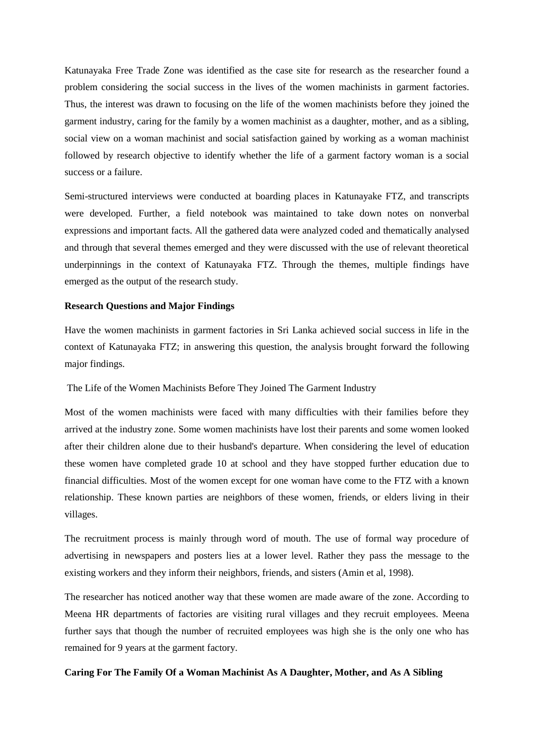Katunayaka Free Trade Zone was identified as the case site for research as the researcher found a problem considering the social success in the lives of the women machinists in garment factories. Thus, the interest was drawn to focusing on the life of the women machinists before they joined the garment industry, caring for the family by a women machinist as a daughter, mother, and as a sibling, social view on a woman machinist and social satisfaction gained by working as a woman machinist followed by research objective to identify whether the life of a garment factory woman is a social success or a failure.

Semi-structured interviews were conducted at boarding places in Katunayake FTZ, and transcripts were developed. Further, a field notebook was maintained to take down notes on nonverbal expressions and important facts. All the gathered data were analyzed coded and thematically analysed and through that several themes emerged and they were discussed with the use of relevant theoretical underpinnings in the context of Katunayaka FTZ. Through the themes, multiple findings have emerged as the output of the research study.

**Research Questions and Major Findings**

Have the women machinists in garment factories in Sri Lanka achieved social success in life in the context of Katunayaka FTZ; in answering this question, the analysis brought forward the following major findings.

The Life of the Women Machinists Before They Joined The Garment Industry

Most of the women machinists were faced with many difficulties with their families before they arrived at the industry zone. Some women machinists have lost their parents and some women looked after their children alone due to their husband's departure. When considering the level of education these women have completed grade 10 at school and they have stopped further education due to financial difficulties. Most of the women except for one woman have come to the FTZ with a known relationship. These known parties are neighbors of these women, friends, or elders living in their villages.

The recruitment process is mainly through word of mouth. The use of formal way procedure of advertising in newspapers and posters lies at a lower level. Rather they pass the message to the existing workers and they inform their neighbors, friends, and sisters (Amin et al, 1998).

The researcher has noticed another way that these women are made aware of the zone. According to Meena HR departments of factories are visiting rural villages and they recruit employees. Meena further says that though the number of recruited employees was high she is the only one who has remained for 9 years at the garment factory.

**Caring For The Family Of a Woman Machinist As A Daughter, Mother, and As A Sibling**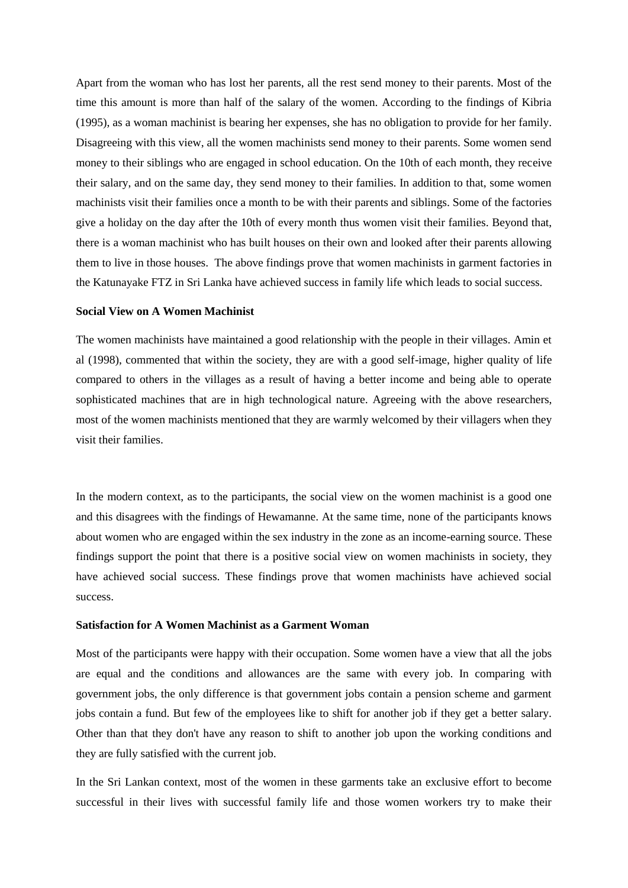Apart from the woman who has lost her parents, all the rest send money to their parents. Most of the time this amount is more than half of the salary of the women. According to the findings of Kibria (1995), as a woman machinist is bearing her expenses, she has no obligation to provide for her family. Disagreeing with this view, all the women machinists send money to their parents. Some women send money to their siblings who are engaged in school education. On the 10th of each month, they receive their salary, and on the same day, they send money to their families. In addition to that, some women machinists visit their families once a month to be with their parents and siblings. Some of the factories give a holiday on the day after the 10th of every month thus women visit their families. Beyond that, there is a woman machinist who has built houses on their own and looked after their parents allowing them to live in those houses. The above findings prove that women machinists in garment factories in the Katunayake FTZ in Sri Lanka have achieved success in family life which leads to social success.

**Social View on A Women Machinist**

The women machinists have maintained a good relationship with the people in their villages. Amin et al (1998), commented that within the society, they are with a good self-image, higher quality of life compared to others in the villages as a result of having a better income and being able to operate sophisticated machines that are in high technological nature. Agreeing with the above researchers, most of the women machinists mentioned that they are warmly welcomed by their villagers when they visit their families.

In the modern context, as to the participants, the social view on the women machinist is a good one and this disagrees with the findings of Hewamanne. At the same time, none of the participants knows about women who are engaged within the sex industry in the zone as an income-earning source. These findings support the point that there is a positive social view on women machinists in society, they have achieved social success. These findings prove that women machinists have achieved social success.

**Satisfaction for A Women Machinist as a Garment Woman**

Most of the participants were happy with their occupation. Some women have a view that all the jobs are equal and the conditions and allowances are the same with every job. In comparing with government jobs, the only difference is that government jobs contain a pension scheme and garment jobs contain a fund. But few of the employees like to shift for another job if they get a better salary. Other than that they don't have any reason to shift to another job upon the working conditions and they are fully satisfied with the current job.

In the Sri Lankan context, most of the women in these garments take an exclusive effort to become successful in their lives with successful family life and those women workers try to make their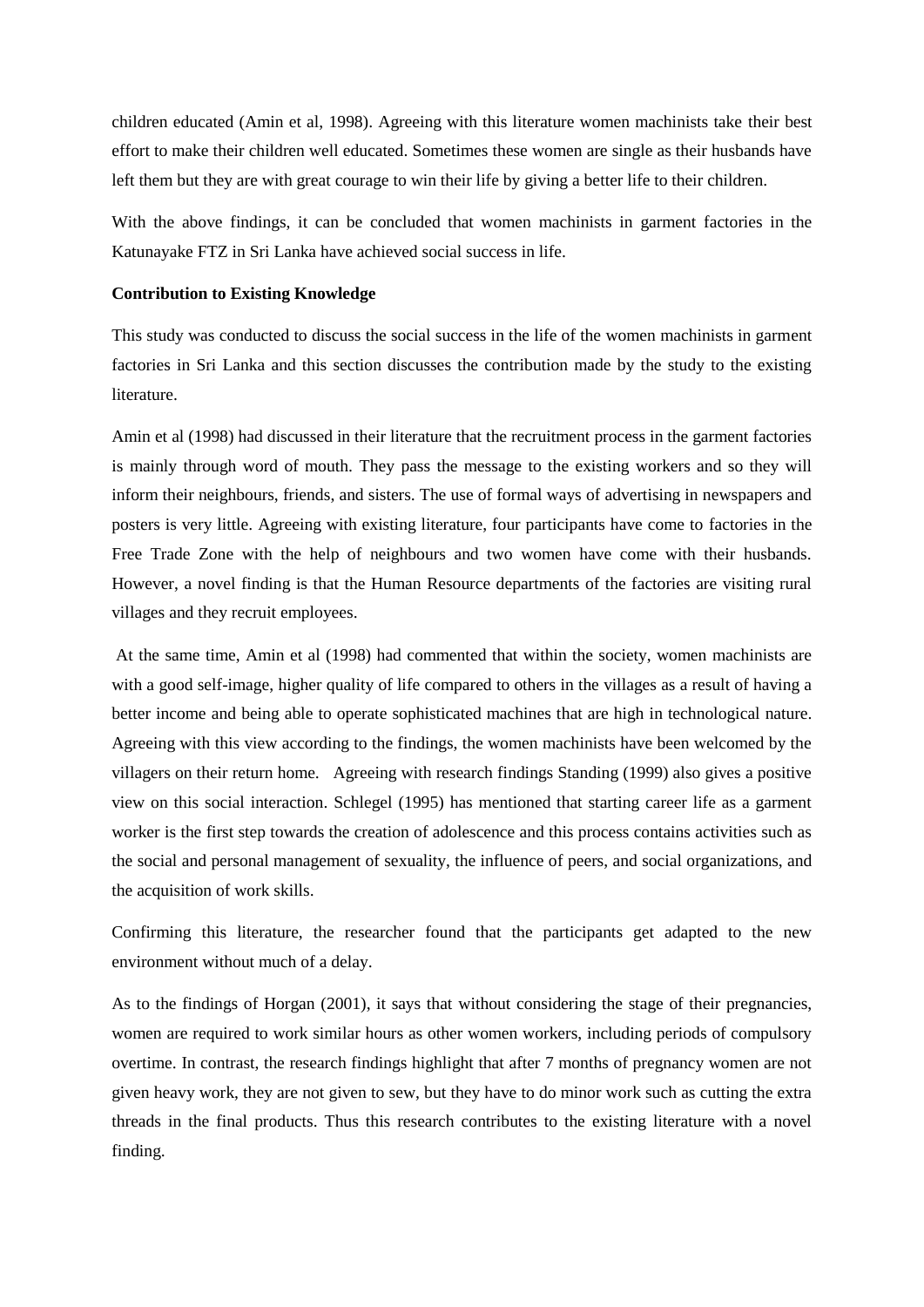children educated (Amin et al, 1998). Agreeing with this literature women machinists take their best effort to make their children well educated. Sometimes these women are single as their husbands have left them but they are with great courage to win their life by giving a better life to their children.

With the above findings, it can be concluded that women machinists in garment factories in the Katunayake FTZ in Sri Lanka have achieved social success in life.

**Contribution to Existing Knowledge**

This study was conducted to discuss the social success in the life of the women machinists in garment factories in Sri Lanka and this section discusses the contribution made by the study to the existing literature.

Amin et al (1998) had discussed in their literature that the recruitment process in the garment factories is mainly through word of mouth. They pass the message to the existing workers and so they will inform their neighbours, friends, and sisters. The use of formal ways of advertising in newspapers and posters is very little. Agreeing with existing literature, four participants have come to factories in the Free Trade Zone with the help of neighbours and two women have come with their husbands. However, a novel finding is that the Human Resource departments of the factories are visiting rural villages and they recruit employees.

At the same time, Amin et al (1998) had commented that within the society, women machinists are with a good self-image, higher quality of life compared to others in the villages as a result of having a better income and being able to operate sophisticated machines that are high in technological nature. Agreeing with this view according to the findings, the women machinists have been welcomed by the villagers on their return home. Agreeing with research findings Standing (1999) also gives a positive view on this social interaction. Schlegel (1995) has mentioned that starting career life as a garment worker is the first step towards the creation of adolescence and this process contains activities such as the social and personal management of sexuality, the influence of peers, and social organizations, and the acquisition of work skills.

Confirming this literature, the researcher found that the participants get adapted to the new environment without much of a delay.

As to the findings of Horgan (2001), it says that without considering the stage of their pregnancies, women are required to work similar hours as other women workers, including periods of compulsory overtime. In contrast, the research findings highlight that after 7 months of pregnancy women are not given heavy work, they are not given to sew, but they have to do minor work such as cutting the extra threads in the final products. Thus this research contributes to the existing literature with a novel finding.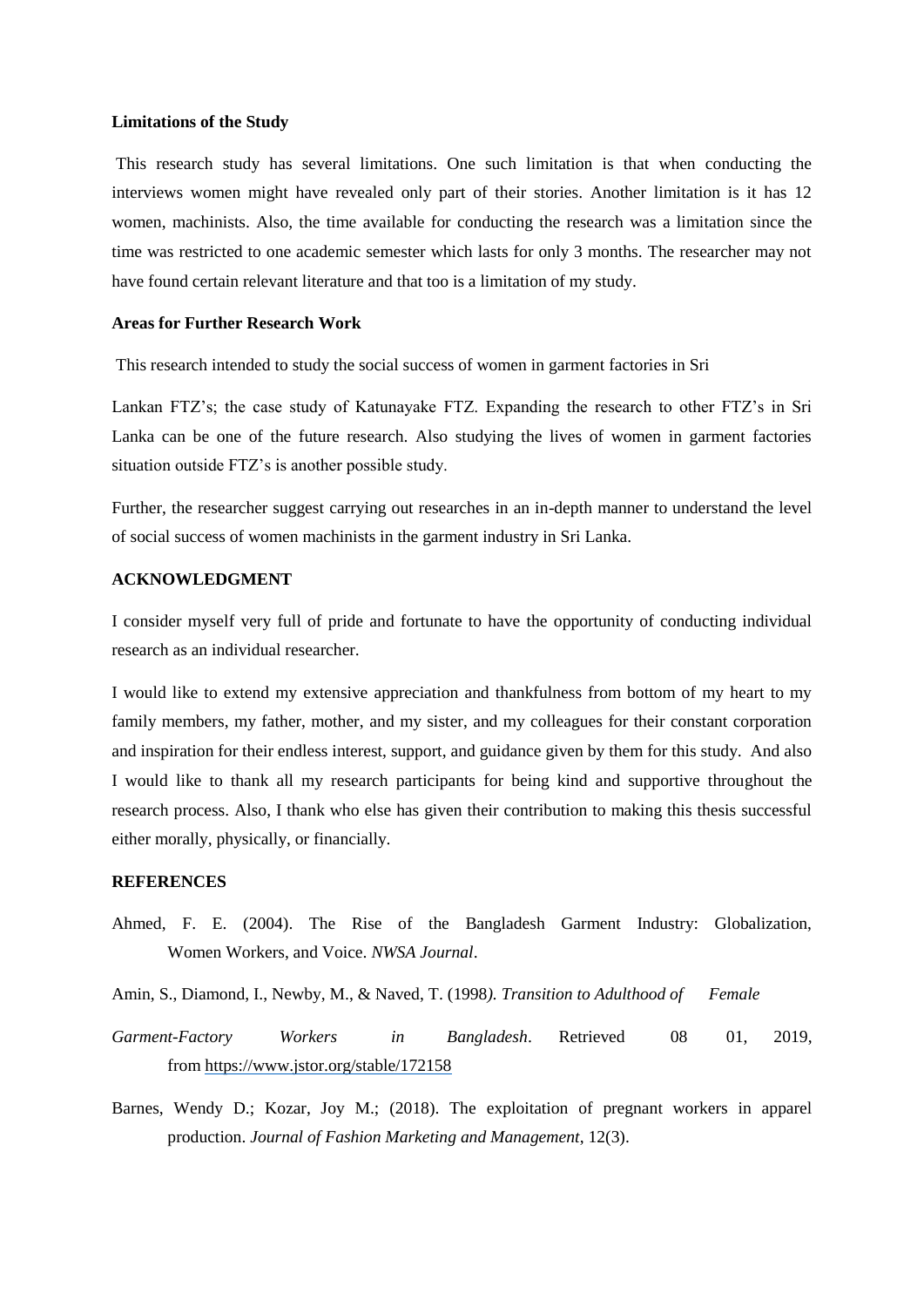**Limitations of the Study**

This research study has several limitations. One such limitation is that when conducting the interviews women might have revealed only part of their stories. Another limitation is it has 12 women, machinists. Also, the time available for conducting the research was a limitation since the time was restricted to one academic semester which lasts for only 3 months. The researcher may not have found certain relevant literature and that too is a limitation of my study.

**Areas for Further Research Work**

This research intended to study the social success of women in garment factories in Sri

Lankan FTZ's; the case study of Katunayake FTZ. Expanding the research to other FTZ's in Sri Lanka can be one of the future research. Also studying the lives of women in garment factories situation outside FTZ's is another possible study.

Further, the researcher suggest carrying out researches in an in-depth manner to understand the level of social success of women machinists in the garment industry in Sri Lanka.

**ACKNOWLEDGMENT**

I consider myself very full of pride and fortunate to have the opportunity of conducting individual research as an individual researcher.

I would like to extend my extensive appreciation and thankfulness from bottom of my heart to my family members, my father, mother, and my sister, and my colleagues for their constant corporation and inspiration for their endless interest, support, and guidance given by them for this study. And also I would like to thank all my research participants for being kind and supportive throughout the research process. Also, I thank who else has given their contribution to making this thesis successful either morally, physically, or financially.

**REFERENCES**

Ahmed, F. E. (2004). The Rise of the Bangladesh Garment Industry: Globalization, Women Workers, and Voice. *NWSA Journal*.

Amin, S., Diamond, I., Newby, M., & Naved, T. (1998*). Transition to Adulthood of Female*

*Garment-Factory Workers in Bangladesh*. Retrieved 08 01, 2019, from https://www.jstor.org/stable/172158

Barnes, Wendy D.; Kozar, Joy M.; (2018). The exploitation of pregnant workers in apparel production. *Journal of Fashion Marketing and Management*, 12(3).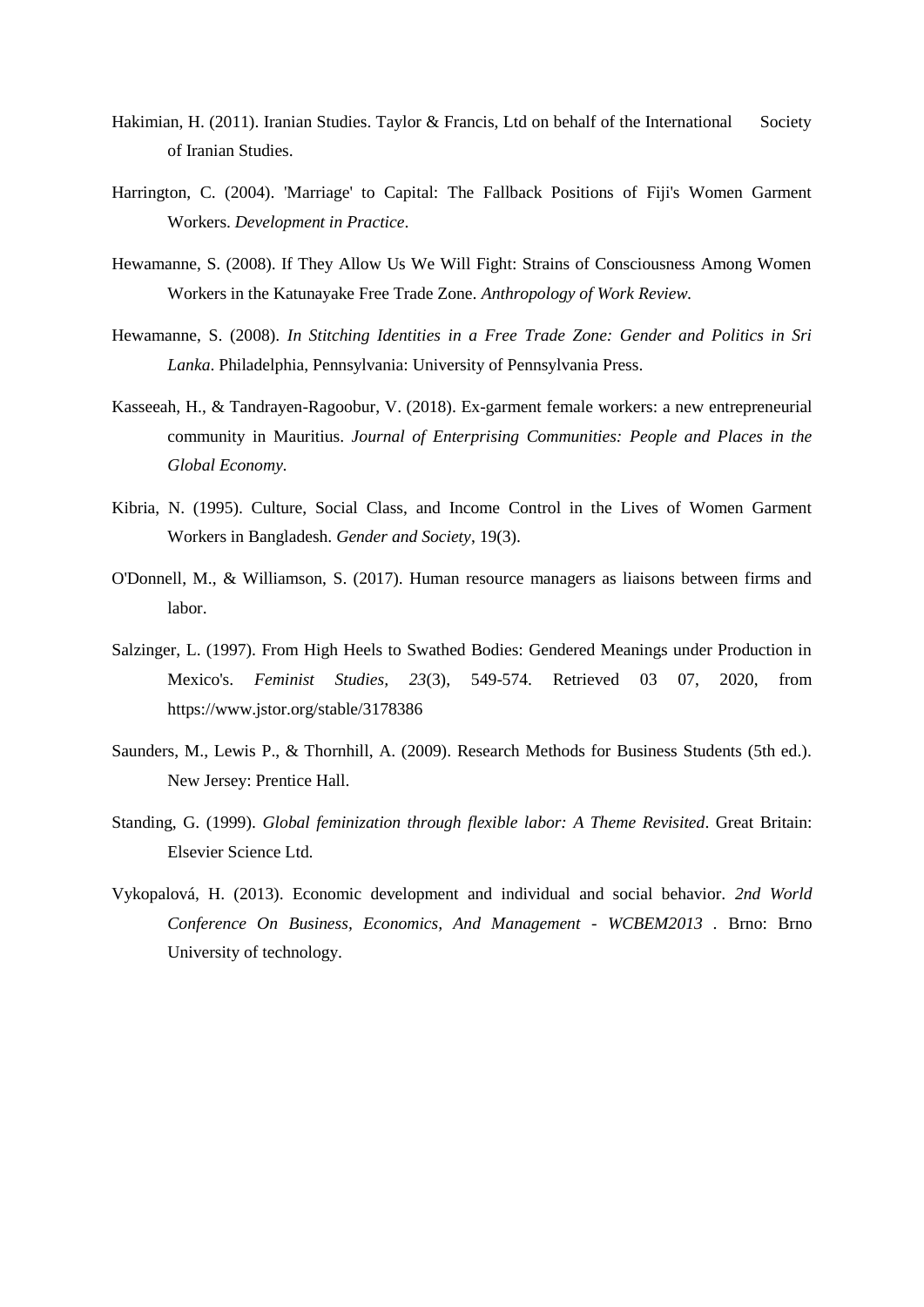Hakimian, H. (2011). Iranian Studies. Taylor & Francis, Ltd on behalf of the International Society of Iranian Studies.

Harrington, C. (2004). 'Marriage' to Capital: The Fallback Positions of Fiji's Women Garment Workers. *Development in Practice*.

Hewamanne, S. (2008). If They Allow Us We Will Fight: Strains of Consciousness Among Women Workers in the Katunayake Free Trade Zone. *Anthropology of Work Review.*

Hewamanne, S. (2008). *In Stitching Identities in a Free Trade Zone: Gender and Politics in Sri Lanka*. Philadelphia, Pennsylvania: University of Pennsylvania Press.

Kasseeah, H., & Tandrayen-Ragoobur, V. (2018). Ex-garment female workers: a new entrepreneurial community in Mauritius. *Journal of Enterprising Communities: People and Places in the Global Economy.*

Kibria, N. (1995). Culture, Social Class, and Income Control in the Lives of Women Garment Workers in Bangladesh. *Gender and Society*, 19(3).

O'Donnell, M., & Williamson, S. (2017). Human resource managers as liaisons between firms and labor.

Salzinger, L. (1997). From High Heels to Swathed Bodies: Gendered Meanings under Production in Mexico's. *Feminist Studies*, *23*(3), 549-574. Retrieved 03 07, 2020, from https://www.jstor.org/stable/3178386

Saunders, M., Lewis P., & Thornhill, A. (2009). Research Methods for Business Students (5th ed.). New Jersey: Prentice Hall.

Standing, G. (1999). *Global feminization through flexible labor: A Theme Revisited*. Great Britain: Elsevier Science Ltd.

Vykopalová, H. (2013). Economic development and individual and social behavior. *2nd World Conference On Business, Economics, And Management - WCBEM2013* . Brno: Brno University of technology.